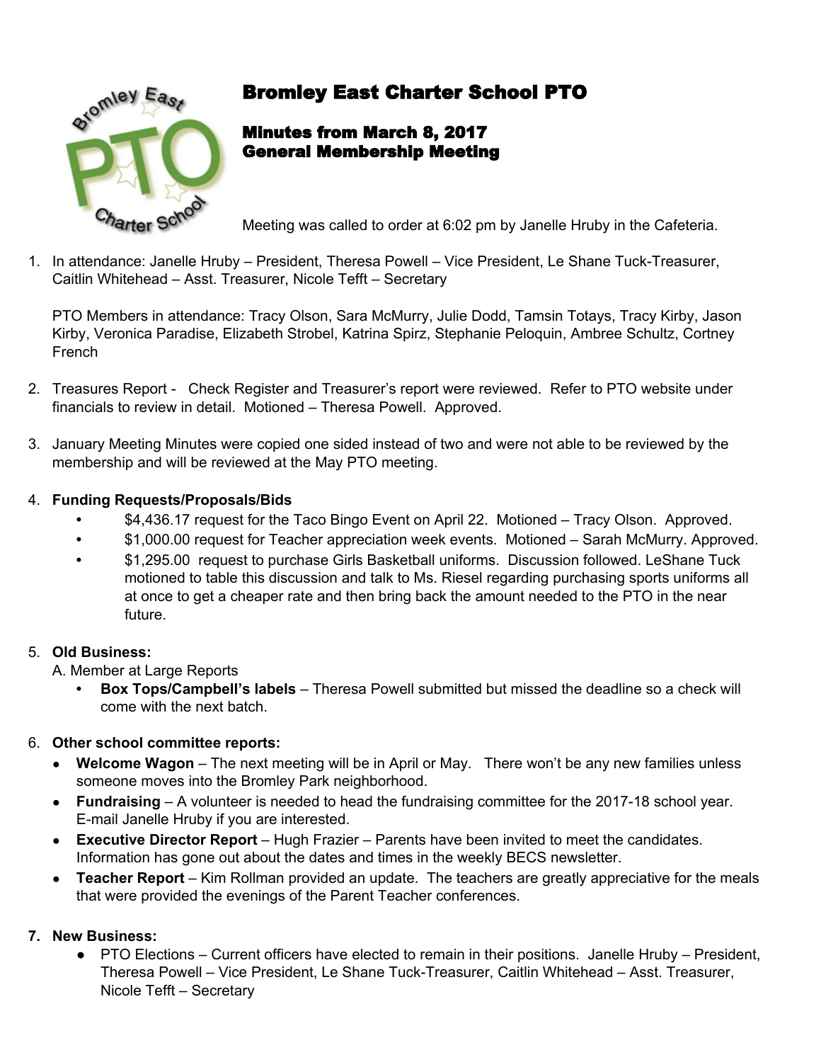# Bromley East Charter School PTO

## Minutes from March 8, 2017
## General Membership Meeting

Meeting was called to order at 6:02 pm by Janelle Hruby in the Cafeteria.

1. In attendance: Janelle Hruby – President, Theresa Powell – Vice President, Le Shane Tuck-Treasurer, Caitlin Whitehead – Asst. Treasurer, Nicole Tefft – Secretary

   PTO Members in attendance: Tracy Olson, Sara McMurry, Julie Dodd, Tamsin Totays, Tracy Kirby, Jason Kirby, Veronica Paradise, Elizabeth Strobel, Katrina Spirz, Stephanie Peloquin, Ambree Schultz, Cortney French

2. Treasures Report - Check Register and Treasurer's report were reviewed. Refer to PTO website under financials to review in detail. Motioned – Theresa Powell. Approved.

3. January Meeting Minutes were copied one sided instead of two and were not able to be reviewed by the membership and will be reviewed at the May PTO meeting.

4. **Funding Requests/Proposals/Bids**
   - $4,436.17 request for the Taco Bingo Event on April 22. Motioned – Tracy Olson. Approved.
   - $1,000.00 request for Teacher appreciation week events. Motioned – Sarah McMurry. Approved.
   - $1,295.00 request to purchase Girls Basketball uniforms. Discussion followed. LeShane Tuck motioned to table this discussion and talk to Ms. Riesel regarding purchasing sports uniforms all at once to get a cheaper rate and then bring back the amount needed to the PTO in the near future.

5. **Old Business:**

   A. Member at Large Reports
   - **Box Tops/Campbell's labels** – Theresa Powell submitted but missed the deadline so a check will come with the next batch.

6. **Other school committee reports:**
   - **Welcome Wagon** – The next meeting will be in April or May. There won't be any new families unless someone moves into the Bromley Park neighborhood.
   - **Fundraising** – A volunteer is needed to head the fundraising committee for the 2017-18 school year. E-mail Janelle Hruby if you are interested.
   - **Executive Director Report** – Hugh Frazier – Parents have been invited to meet the candidates. Information has gone out about the dates and times in the weekly BECS newsletter.
   - **Teacher Report** – Kim Rollman provided an update. The teachers are greatly appreciative for the meals that were provided the evenings of the Parent Teacher conferences.

7. **New Business:**
   - PTO Elections – Current officers have elected to remain in their positions. Janelle Hruby – President, Theresa Powell – Vice President, Le Shane Tuck-Treasurer, Caitlin Whitehead – Asst. Treasurer, Nicole Tefft – Secretary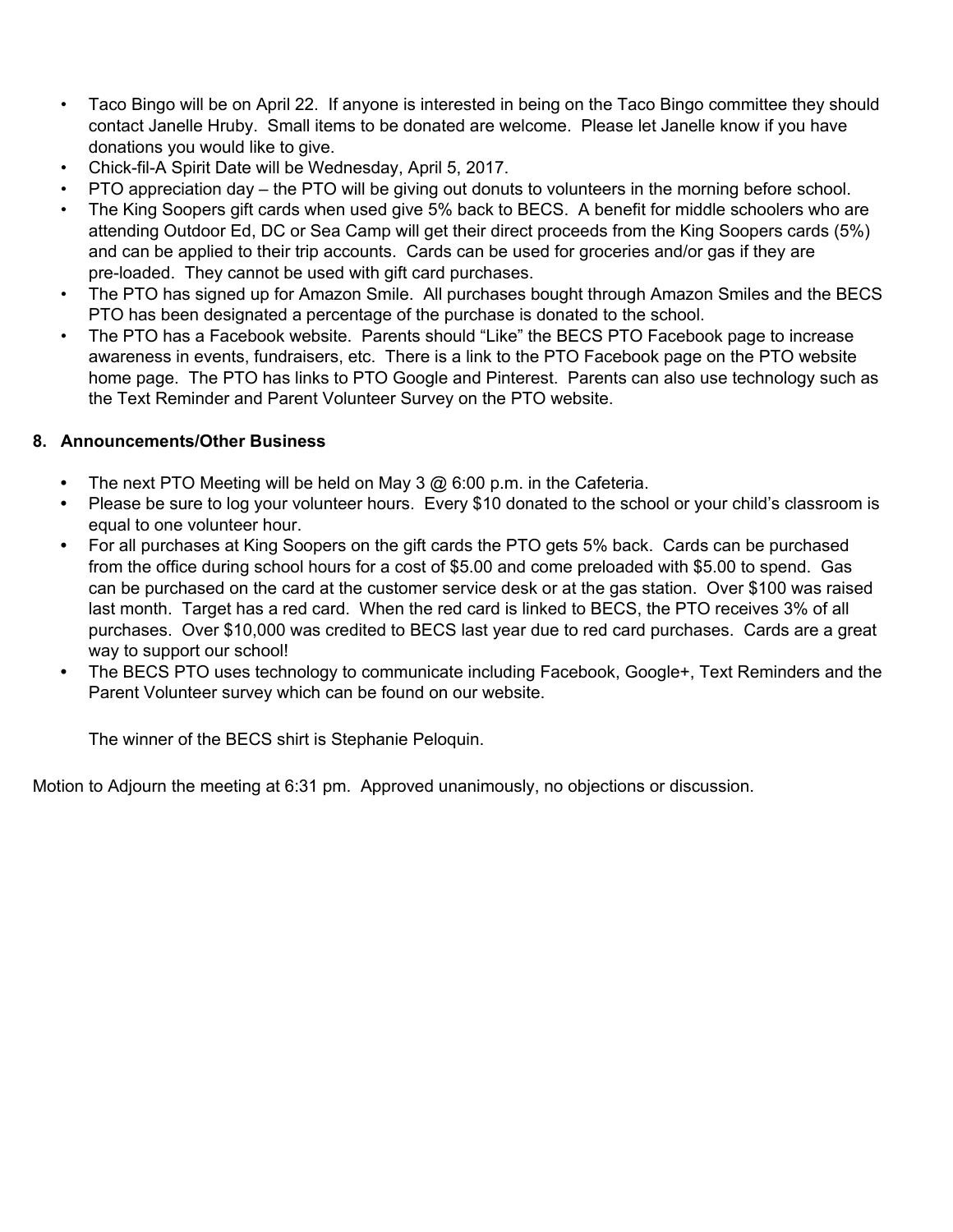- Taco Bingo will be on April 22. If anyone is interested in being on the Taco Bingo committee they should contact Janelle Hruby. Small items to be donated are welcome. Please let Janelle know if you have donations you would like to give.
- Chick-fil-A Spirit Date will be Wednesday, April 5, 2017.
- PTO appreciation day – the PTO will be giving out donuts to volunteers in the morning before school.
- The King Soopers gift cards when used give 5% back to BECS. A benefit for middle schoolers who are attending Outdoor Ed, DC or Sea Camp will get their direct proceeds from the King Soopers cards (5%) and can be applied to their trip accounts. Cards can be used for groceries and/or gas if they are pre-loaded. They cannot be used with gift card purchases.
- The PTO has signed up for Amazon Smile. All purchases bought through Amazon Smiles and the BECS PTO has been designated a percentage of the purchase is donated to the school.
- The PTO has a Facebook website. Parents should "Like" the BECS PTO Facebook page to increase awareness in events, fundraisers, etc. There is a link to the PTO Facebook page on the PTO website home page. The PTO has links to PTO Google and Pinterest. Parents can also use technology such as the Text Reminder and Parent Volunteer Survey on the PTO website.

**8. Announcements/Other Business**

- The next PTO Meeting will be held on May 3 @ 6:00 p.m. in the Cafeteria.
- Please be sure to log your volunteer hours. Every $10 donated to the school or your child's classroom is equal to one volunteer hour.
- For all purchases at King Soopers on the gift cards the PTO gets 5% back. Cards can be purchased from the office during school hours for a cost of $5.00 and come preloaded with $5.00 to spend. Gas can be purchased on the card at the customer service desk or at the gas station. Over $100 was raised last month. Target has a red card. When the red card is linked to BECS, the PTO receives 3% of all purchases. Over $10,000 was credited to BECS last year due to red card purchases. Cards are a great way to support our school!
- The BECS PTO uses technology to communicate including Facebook, Google+, Text Reminders and the Parent Volunteer survey which can be found on our website.

The winner of the BECS shirt is Stephanie Peloquin.

Motion to Adjourn the meeting at 6:31 pm. Approved unanimously, no objections or discussion.